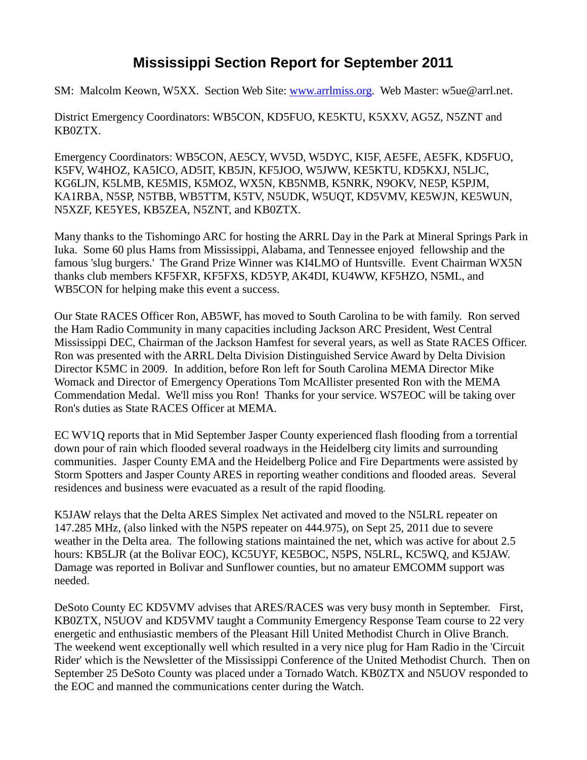# Mississippi Section Report for September 2011

SM: Malcolm Keown, W5XX. Section Web Site: www.arrlmiss.org. Web Master: w5ue@arrl.net.

District Emergency Coordinators: WB5CON, KD5FUO, KE5KTU, K5XXV, AG5Z, N5ZNT and KB0ZTX.

Emergency Coordinators: WB5CON, AE5CY, WV5D, W5DYC, KI5F, AE5FE, AE5FK, KD5FUO, K5FV, W4HOZ, KA5ICO, AD5IT, KB5JN, KF5JOO, W5JWW, KE5KTU, KD5KXJ, N5LJC, KG6LJN, K5LMB, KE5MIS, K5MOZ, WX5N, KB5NMB, K5NRK, N9OKV, NE5P, K5PJM, KA1RBA, N5SP, N5TBB, WB5TTM, K5TV, N5UDK, W5UQT, KD5VMV, KE5WJN, KE5WUN, N5XZF, KE5YES, KB5ZEA, N5ZNT, and KB0ZTX.

Many thanks to the Tishomingo ARC for hosting the ARRL Day in the Park at Mineral Springs Park in Iuka. Some 60 plus Hams from Mississippi, Alabama, and Tennessee enjoyed fellowship and the famous 'slug burgers.' The Grand Prize Winner was KI4LMO of Huntsville. Event Chairman WX5N thanks club members KF5FXR, KF5FXS, KD5YP, AK4DI, KU4WW, KF5HZO, N5ML, and WB5CON for helping make this event a success.

Our State RACES Officer Ron, AB5WF, has moved to South Carolina to be with family. Ron served the Ham Radio Community in many capacities including Jackson ARC President, West Central Mississippi DEC, Chairman of the Jackson Hamfest for several years, as well as State RACES Officer. Ron was presented with the ARRL Delta Division Distinguished Service Award by Delta Division Director K5MC in 2009. In addition, before Ron left for South Carolina MEMA Director Mike Womack and Director of Emergency Operations Tom McAllister presented Ron with the MEMA Commendation Medal. We'll miss you Ron! Thanks for your service. WS7EOC will be taking over Ron's duties as State RACES Officer at MEMA.

EC WV1Q reports that in Mid September Jasper County experienced flash flooding from a torrential down pour of rain which flooded several roadways in the Heidelberg city limits and surrounding communities. Jasper County EMA and the Heidelberg Police and Fire Departments were assisted by Storm Spotters and Jasper County ARES in reporting weather conditions and flooded areas. Several residences and business were evacuated as a result of the rapid flooding.

K5JAW relays that the Delta ARES Simplex Net activated and moved to the N5LRL repeater on 147.285 MHz, (also linked with the N5PS repeater on 444.975), on Sept 25, 2011 due to severe weather in the Delta area. The following stations maintained the net, which was active for about 2.5 hours: KB5LJR (at the Bolivar EOC), KC5UYF, KE5BOC, N5PS, N5LRL, KC5WQ, and K5JAW. Damage was reported in Bolivar and Sunflower counties, but no amateur EMCOMM support was needed.

DeSoto County EC KD5VMV advises that ARES/RACES was very busy month in September. First, KB0ZTX, N5UOV and KD5VMV taught a Community Emergency Response Team course to 22 very energetic and enthusiastic members of the Pleasant Hill United Methodist Church in Olive Branch. The weekend went exceptionally well which resulted in a very nice plug for Ham Radio in the 'Circuit Rider' which is the Newsletter of the Mississippi Conference of the United Methodist Church. Then on September 25 DeSoto County was placed under a Tornado Watch. KB0ZTX and N5UOV responded to the EOC and manned the communications center during the Watch.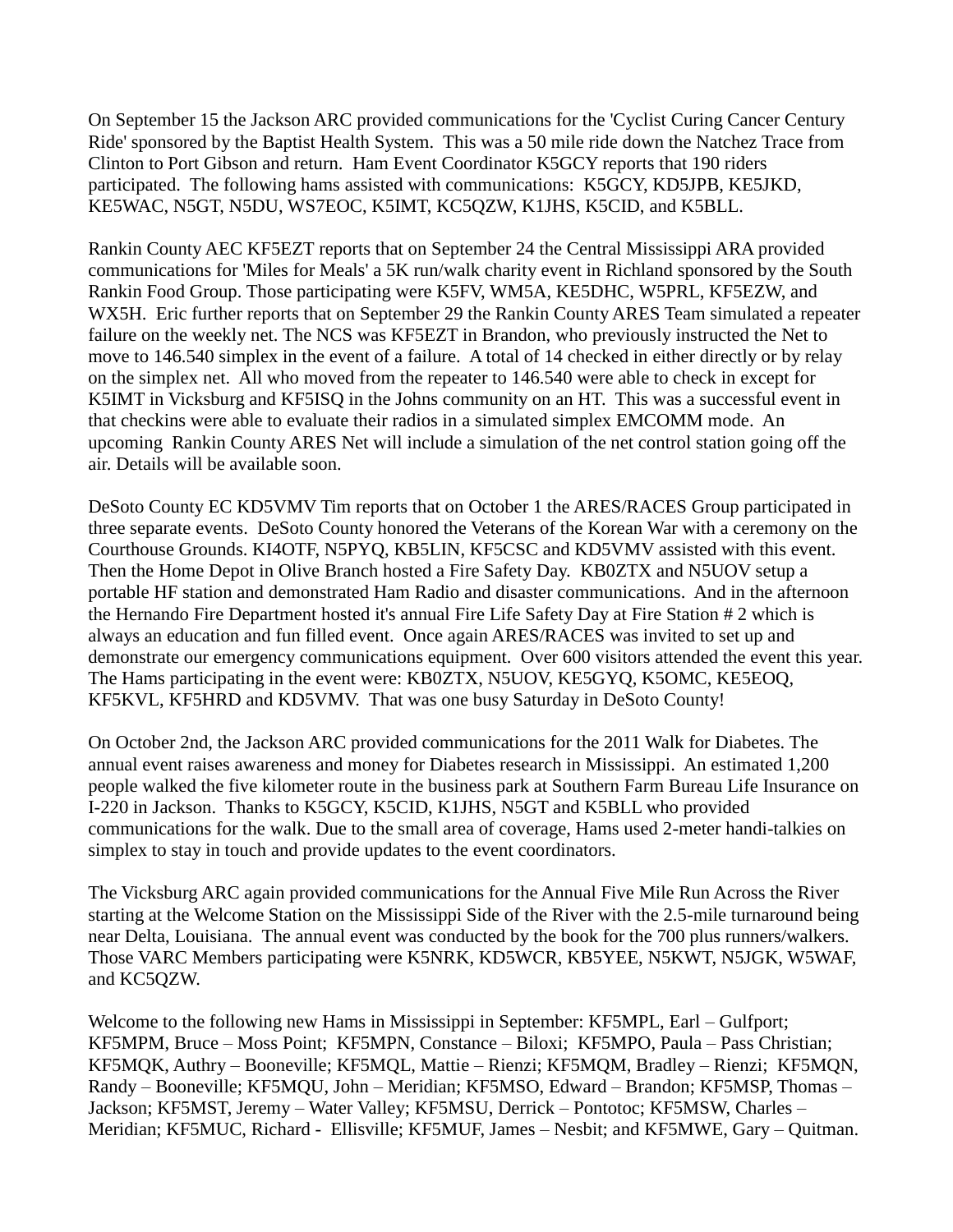On September 15 the Jackson ARC provided communications for the 'Cyclist Curing Cancer Century Ride' sponsored by the Baptist Health System. This was a 50 mile ride down the Natchez Trace from Clinton to Port Gibson and return. Ham Event Coordinator K5GCY reports that 190 riders participated. The following hams assisted with communications: K5GCY, KD5JPB, KE5JKD, KE5WAC, N5GT, N5DU, WS7EOC, K5IMT, KC5QZW, K1JHS, K5CID, and K5BLL.

Rankin County AEC KF5EZT reports that on September 24 the Central Mississippi ARA provided communications for 'Miles for Meals' a 5K run/walk charity event in Richland sponsored by the South Rankin Food Group. Those participating were K5FV, WM5A, KE5DHC, W5PRL, KF5EZW, and WX5H. Eric further reports that on September 29 the Rankin County ARES Team simulated a repeater failure on the weekly net. The NCS was KF5EZT in Brandon, who previously instructed the Net to move to 146.540 simplex in the event of a failure. A total of 14 checked in either directly or by relay on the simplex net. All who moved from the repeater to 146.540 were able to check in except for K5IMT in Vicksburg and KF5ISQ in the Johns community on an HT. This was a successful event in that checkins were able to evaluate their radios in a simulated simplex EMCOMM mode. An upcoming Rankin County ARES Net will include a simulation of the net control station going off the air. Details will be available soon.

DeSoto County EC KD5VMV Tim reports that on October 1 the ARES/RACES Group participated in three separate events. DeSoto County honored the Veterans of the Korean War with a ceremony on the Courthouse Grounds. KI4OTF, N5PYQ, KB5LIN, KF5CSC and KD5VMV assisted with this event. Then the Home Depot in Olive Branch hosted a Fire Safety Day. KB0ZTX and N5UOV setup a portable HF station and demonstrated Ham Radio and disaster communications. And in the afternoon the Hernando Fire Department hosted it's annual Fire Life Safety Day at Fire Station # 2 which is always an education and fun filled event. Once again ARES/RACES was invited to set up and demonstrate our emergency communications equipment. Over 600 visitors attended the event this year. The Hams participating in the event were: KB0ZTX, N5UOV, KE5GYQ, K5OMC, KE5EOQ, KF5KVL, KF5HRD and KD5VMV. That was one busy Saturday in DeSoto County!

On October 2nd, the Jackson ARC provided communications for the 2011 Walk for Diabetes. The annual event raises awareness and money for Diabetes research in Mississippi. An estimated 1,200 people walked the five kilometer route in the business park at Southern Farm Bureau Life Insurance on I-220 in Jackson. Thanks to K5GCY, K5CID, K1JHS, N5GT and K5BLL who provided communications for the walk. Due to the small area of coverage, Hams used 2-meter handi-talkies on simplex to stay in touch and provide updates to the event coordinators.

The Vicksburg ARC again provided communications for the Annual Five Mile Run Across the River starting at the Welcome Station on the Mississippi Side of the River with the 2.5-mile turnaround being near Delta, Louisiana. The annual event was conducted by the book for the 700 plus runners/walkers. Those VARC Members participating were K5NRK, KD5WCR, KB5YEE, N5KWT, N5JGK, W5WAF, and KC5QZW.

Welcome to the following new Hams in Mississippi in September: KF5MPL, Earl – Gulfport; KF5MPM, Bruce – Moss Point; KF5MPN, Constance – Biloxi; KF5MPO, Paula – Pass Christian; KF5MQK, Authry – Booneville; KF5MQL, Mattie – Rienzi; KF5MQM, Bradley – Rienzi; KF5MQN, Randy – Booneville; KF5MQU, John – Meridian; KF5MSO, Edward – Brandon; KF5MSP, Thomas – Jackson; KF5MST, Jeremy – Water Valley; KF5MSU, Derrick – Pontotoc; KF5MSW, Charles – Meridian; KF5MUC, Richard - Ellisville; KF5MUF, James – Nesbit; and KF5MWE, Gary – Quitman.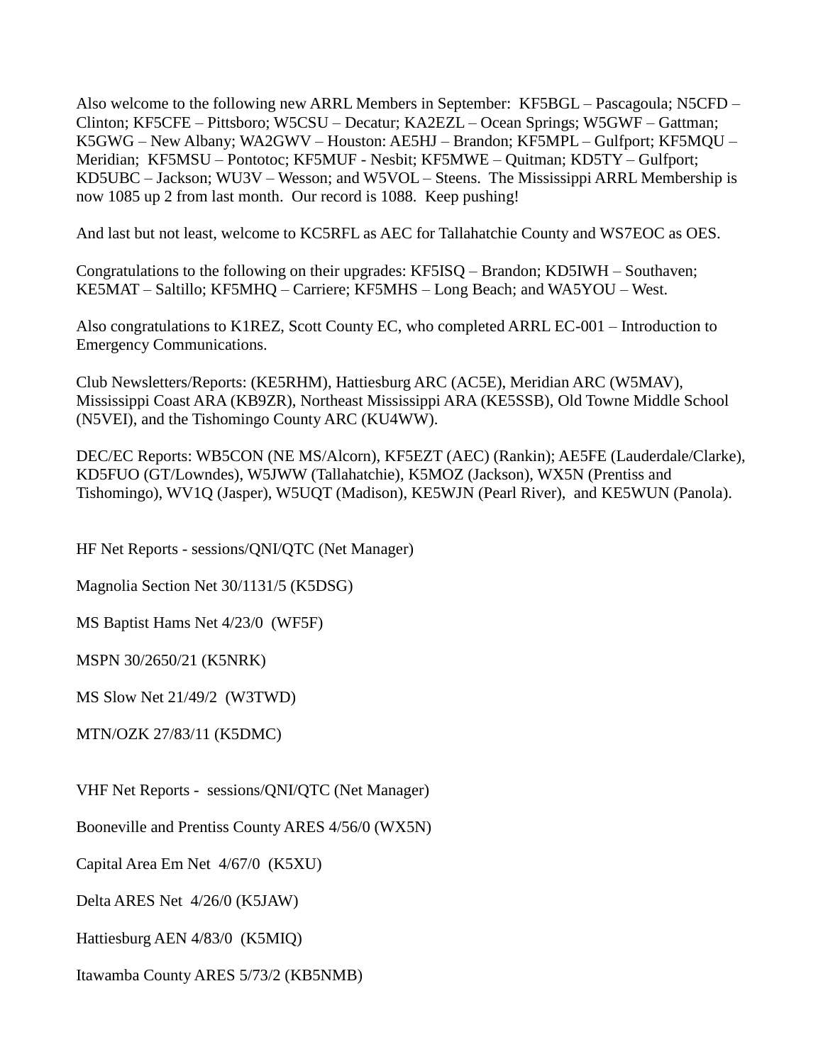Also welcome to the following new ARRL Members in September: KF5BGL – Pascagoula; N5CFD – Clinton; KF5CFE – Pittsboro; W5CSU – Decatur; KA2EZL – Ocean Springs; W5GWF – Gattman; K5GWG – New Albany; WA2GWV – Houston: AE5HJ – Brandon; KF5MPL – Gulfport; KF5MQU – Meridian; KF5MSU – Pontotoc; KF5MUF - Nesbit; KF5MWE – Quitman; KD5TY – Gulfport; KD5UBC – Jackson; WU3V – Wesson; and W5VOL – Steens. The Mississippi ARRL Membership is now 1085 up 2 from last month. Our record is 1088. Keep pushing!

And last but not least, welcome to KC5RFL as AEC for Tallahatchie County and WS7EOC as OES.

Congratulations to the following on their upgrades: KF5ISQ – Brandon; KD5IWH – Southaven; KE5MAT – Saltillo; KF5MHQ – Carriere; KF5MHS – Long Beach; and WA5YOU – West.

Also congratulations to K1REZ, Scott County EC, who completed ARRL EC-001 – Introduction to Emergency Communications.

Club Newsletters/Reports: (KE5RHM), Hattiesburg ARC (AC5E), Meridian ARC (W5MAV), Mississippi Coast ARA (KB9ZR), Northeast Mississippi ARA (KE5SSB), Old Towne Middle School (N5VEI), and the Tishomingo County ARC (KU4WW).

DEC/EC Reports: WB5CON (NE MS/Alcorn), KF5EZT (AEC) (Rankin); AE5FE (Lauderdale/Clarke), KD5FUO (GT/Lowndes), W5JWW (Tallahatchie), K5MOZ (Jackson), WX5N (Prentiss and Tishomingo), WV1Q (Jasper), W5UQT (Madison), KE5WJN (Pearl River), and KE5WUN (Panola).

HF Net Reports - sessions/QNI/QTC (Net Manager)

Magnolia Section Net 30/1131/5 (K5DSG)

MS Baptist Hams Net 4/23/0 (WF5F)

MSPN 30/2650/21 (K5NRK)

MS Slow Net 21/49/2 (W3TWD)

MTN/OZK 27/83/11 (K5DMC)

VHF Net Reports - sessions/QNI/QTC (Net Manager)

Booneville and Prentiss County ARES 4/56/0 (WX5N)

Capital Area Em Net 4/67/0 (K5XU)

Delta ARES Net 4/26/0 (K5JAW)

Hattiesburg AEN 4/83/0 (K5MIQ)

Itawamba County ARES 5/73/2 (KB5NMB)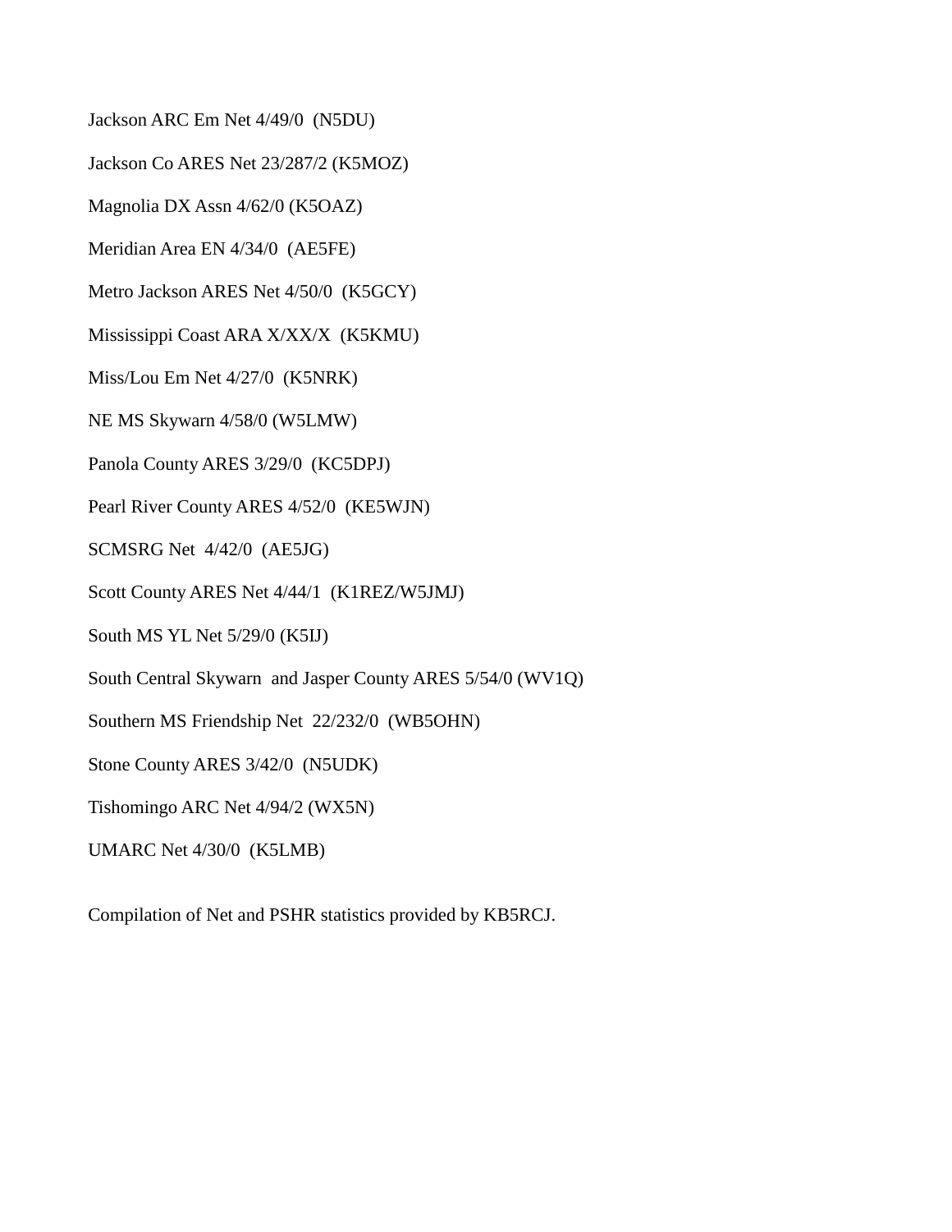Jackson ARC Em Net 4/49/0 (N5DU)

Jackson Co ARES Net 23/287/2 (K5MOZ)

Magnolia DX Assn 4/62/0 (K5OAZ)

Meridian Area EN 4/34/0 (AE5FE)

Metro Jackson ARES Net 4/50/0 (K5GCY)

Mississippi Coast ARA X/XX/X (K5KMU)

Miss/Lou Em Net 4/27/0 (K5NRK)

NE MS Skywarn 4/58/0 (W5LMW)

Panola County ARES 3/29/0 (KC5DPJ)

Pearl River County ARES 4/52/0 (KE5WJN)

SCMSRG Net 4/42/0 (AE5JG)

Scott County ARES Net 4/44/1 (K1REZ/W5JMJ)

South MS YL Net 5/29/0 (K5IJ)

South Central Skywarn and Jasper County ARES 5/54/0 (WV1Q)

Southern MS Friendship Net 22/232/0 (WB5OHN)

Stone County ARES 3/42/0 (N5UDK)

Tishomingo ARC Net 4/94/2 (WX5N)

UMARC Net 4/30/0 (K5LMB)

Compilation of Net and PSHR statistics provided by KB5RCJ.